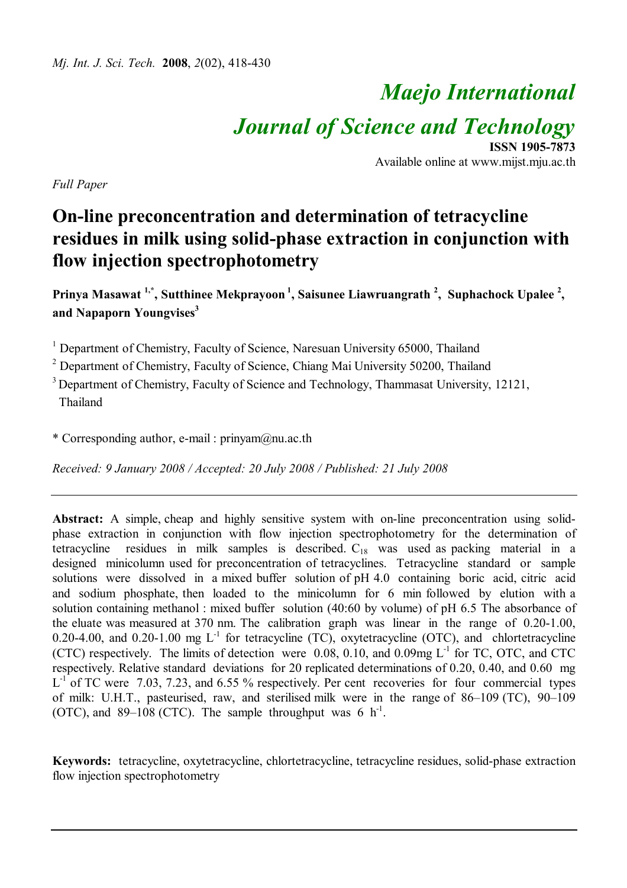# *Maejo International Journal of Science and Technology*

**ISSN 1905-7873**
Available online at www.mijst.mju.ac.th

*Full Paper*

# On-line preconcentration and determination of tetracycline residues in milk using solid-phase extraction in conjunction with flow injection spectrophotometry

**Prinya Masawat [1,*], Sutthinee Mekprayoon [1], Saisunee Liawruangrath [2], Suphachock Upalee [2], and Napaporn Youngvises[3]**

[1] Department of Chemistry, Faculty of Science, Naresuan University 65000, Thailand

[2] Department of Chemistry, Faculty of Science, Chiang Mai University 50200, Thailand

[3] Department of Chemistry, Faculty of Science and Technology, Thammasat University, 12121, Thailand

\* Corresponding author, e-mail : prinyam@nu.ac.th

*Received: 9 January 2008 / Accepted: 20 July 2008 / Published: 21 July 2008*

---

**Abstract:** A simple, cheap and highly sensitive system with on-line preconcentration using solid-phase extraction in conjunction with flow injection spectrophotometry for the determination of tetracycline residues in milk samples is described. $C_{18}$ was used as packing material in a designed minicolumn used for preconcentration of tetracyclines. Tetracycline standard or sample solutions were dissolved in a mixed buffer solution of pH 4.0 containing boric acid, citric acid and sodium phosphate, then loaded to the minicolumn for 6 min followed by elution with a solution containing methanol : mixed buffer solution (40:60 by volume) of pH 6.5 The absorbance of the eluate was measured at 370 nm. The calibration graph was linear in the range of 0.20-1.00, 0.20-4.00, and 0.20-1.00 mg $L^{-1}$ for tetracycline (TC), oxytetracycline (OTC), and chlortetracycline (CTC) respectively. The limits of detection were 0.08, 0.10, and 0.09mg $L^{-1}$ for TC, OTC, and CTC respectively. Relative standard deviations for 20 replicated determinations of 0.20, 0.40, and 0.60 mg $L^{-1}$ of TC were 7.03, 7.23, and 6.55 % respectively. Per cent recoveries for four commercial types of milk: U.H.T., pasteurised, raw, and sterilised milk were in the range of 86–109 (TC), 90–109 (OTC), and 89–108 (CTC). The sample throughput was 6 $h^{-1}$.

**Keywords:** tetracycline, oxytetracycline, chlortetracycline, tetracycline residues, solid-phase extraction flow injection spectrophotometry

---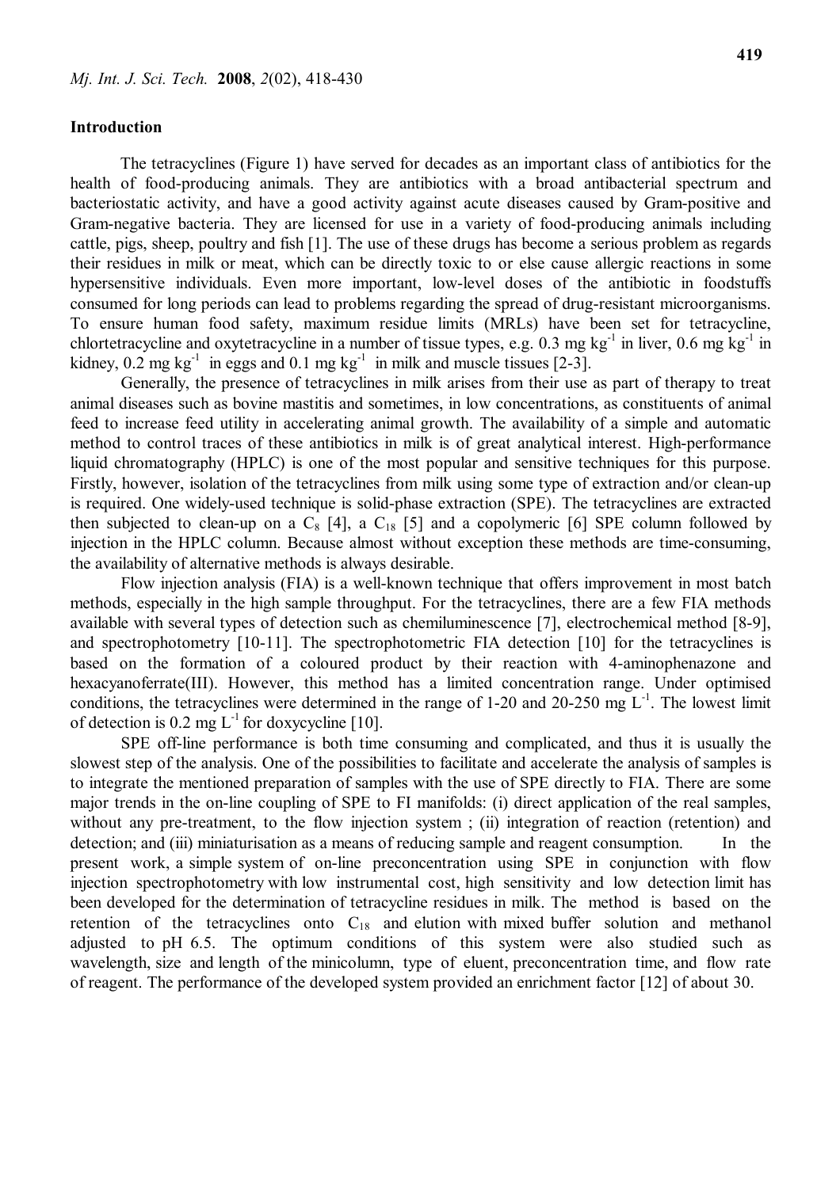## Introduction

The tetracyclines (Figure 1) have served for decades as an important class of antibiotics for the health of food-producing animals. They are antibiotics with a broad antibacterial spectrum and bacteriostatic activity, and have a good activity against acute diseases caused by Gram-positive and Gram-negative bacteria. They are licensed for use in a variety of food-producing animals including cattle, pigs, sheep, poultry and fish [1]. The use of these drugs has become a serious problem as regards their residues in milk or meat, which can be directly toxic to or else cause allergic reactions in some hypersensitive individuals. Even more important, low-level doses of the antibiotic in foodstuffs consumed for long periods can lead to problems regarding the spread of drug-resistant microorganisms. To ensure human food safety, maximum residue limits (MRLs) have been set for tetracycline, chlortetracycline and oxytetracycline in a number of tissue types, e.g. 0.3 mg $kg^{-1}$ in liver, 0.6 mg $kg^{-1}$ in kidney, 0.2 mg $kg^{-1}$ in eggs and 0.1 mg $kg^{-1}$ in milk and muscle tissues [2-3].

Generally, the presence of tetracyclines in milk arises from their use as part of therapy to treat animal diseases such as bovine mastitis and sometimes, in low concentrations, as constituents of animal feed to increase feed utility in accelerating animal growth. The availability of a simple and automatic method to control traces of these antibiotics in milk is of great analytical interest. High-performance liquid chromatography (HPLC) is one of the most popular and sensitive techniques for this purpose. Firstly, however, isolation of the tetracyclines from milk using some type of extraction and/or clean-up is required. One widely-used technique is solid-phase extraction (SPE). The tetracyclines are extracted then subjected to clean-up on a $C_8$ [4], a $C_{18}$ [5] and a copolymeric [6] SPE column followed by injection in the HPLC column. Because almost without exception these methods are time-consuming, the availability of alternative methods is always desirable.

Flow injection analysis (FIA) is a well-known technique that offers improvement in most batch methods, especially in the high sample throughput. For the tetracyclines, there are a few FIA methods available with several types of detection such as chemiluminescence [7], electrochemical method [8-9], and spectrophotometry [10-11]. The spectrophotometric FIA detection [10] for the tetracyclines is based on the formation of a coloured product by their reaction with 4-aminophenazone and hexacyanoferrate(III). However, this method has a limited concentration range. Under optimised conditions, the tetracyclines were determined in the range of 1-20 and 20-250 mg $L^{-1}$. The lowest limit of detection is 0.2 mg $L^{-1}$ for doxycycline [10].

SPE off-line performance is both time consuming and complicated, and thus it is usually the slowest step of the analysis. One of the possibilities to facilitate and accelerate the analysis of samples is to integrate the mentioned preparation of samples with the use of SPE directly to FIA. There are some major trends in the on-line coupling of SPE to FI manifolds: (i) direct application of the real samples, without any pre-treatment, to the flow injection system ; (ii) integration of reaction (retention) and detection; and (iii) miniaturisation as a means of reducing sample and reagent consumption. In the present work, a simple system of on-line preconcentration using SPE in conjunction with flow injection spectrophotometry with low instrumental cost, high sensitivity and low detection limit has been developed for the determination of tetracycline residues in milk. The method is based on the retention of the tetracyclines onto $C_{18}$ and elution with mixed buffer solution and methanol adjusted to pH 6.5. The optimum conditions of this system were also studied such as wavelength, size and length of the minicolumn, type of eluent, preconcentration time, and flow rate of reagent. The performance of the developed system provided an enrichment factor [12] of about 30.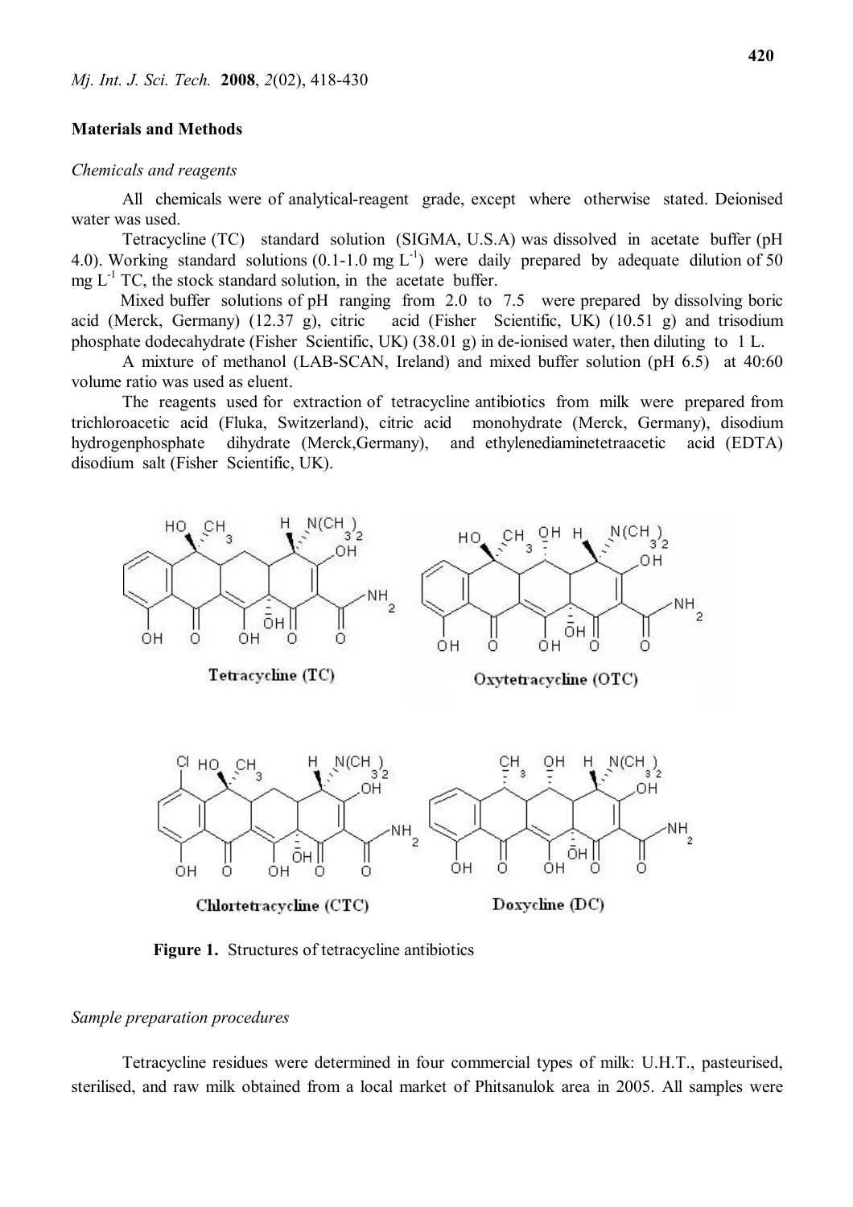## Materials and Methods

### *Chemicals and reagents*

All chemicals were of analytical-reagent grade, except where otherwise stated. Deionised water was used.

Tetracycline (TC) standard solution (SIGMA, U.S.A) was dissolved in acetate buffer (pH 4.0). Working standard solutions (0.1-1.0 mg $L^{-1}$) were daily prepared by adequate dilution of 50 mg $L^{-1}$ TC, the stock standard solution, in the acetate buffer.

Mixed buffer solutions of pH ranging from 2.0 to 7.5 were prepared by dissolving boric acid (Merck, Germany) (12.37 g), citric acid (Fisher Scientific, UK) (10.51 g) and trisodium phosphate dodecahydrate (Fisher Scientific, UK) (38.01 g) in de-ionised water, then diluting to 1 L.

A mixture of methanol (LAB-SCAN, Ireland) and mixed buffer solution (pH 6.5) at 40:60 volume ratio was used as eluent.

The reagents used for extraction of tetracycline antibiotics from milk were prepared from trichloroacetic acid (Fluka, Switzerland), citric acid monohydrate (Merck, Germany), disodium hydrogenphosphate dihydrate (Merck,Germany), and ethylenediaminetetraacetic acid (EDTA) disodium salt (Fisher Scientific, UK).

Tetracycline (TC)

Oxytetracycline (OTC)

Chlortetracycline (CTC)

Doxycline (DC)

**Figure 1.** Structures of tetracycline antibiotics

### *Sample preparation procedures*

Tetracycline residues were determined in four commercial types of milk: U.H.T., pasteurised, sterilised, and raw milk obtained from a local market of Phitsanulok area in 2005. All samples were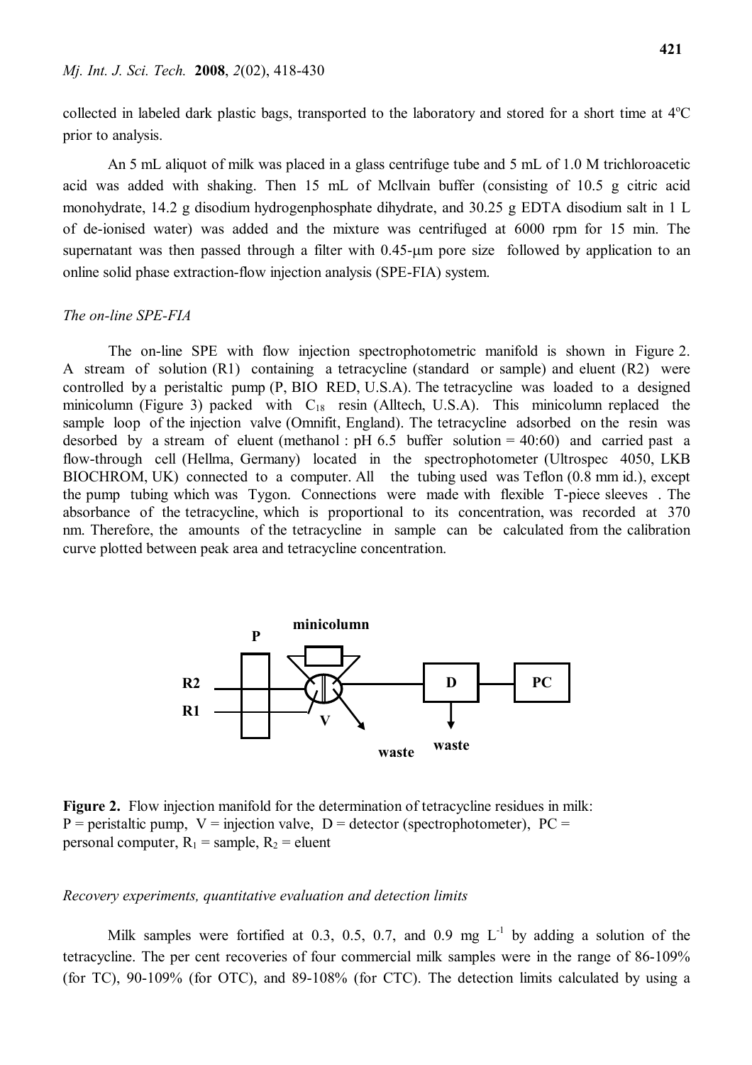collected in labeled dark plastic bags, transported to the laboratory and stored for a short time at 4°C prior to analysis.

An 5 mL aliquot of milk was placed in a glass centrifuge tube and 5 mL of 1.0 M trichloroacetic acid was added with shaking. Then 15 mL of Mcllvain buffer (consisting of 10.5 g citric acid monohydrate, 14.2 g disodium hydrogenphosphate dihydrate, and 30.25 g EDTA disodium salt in 1 L of de-ionised water) was added and the mixture was centrifuged at 6000 rpm for 15 min. The supernatant was then passed through a filter with 0.45-μm pore size followed by application to an online solid phase extraction-flow injection analysis (SPE-FIA) system.

*The on-line SPE-FIA*

The on-line SPE with flow injection spectrophotometric manifold is shown in Figure 2. A stream of solution (R1) containing a tetracycline (standard or sample) and eluent (R2) were controlled by a peristaltic pump (P, BIO RED, U.S.A). The tetracycline was loaded to a designed minicolumn (Figure 3) packed with $C_{18}$ resin (Alltech, U.S.A). This minicolumn replaced the sample loop of the injection valve (Omnifit, England). The tetracycline adsorbed on the resin was desorbed by a stream of eluent (methanol : pH 6.5 buffer solution = 40:60) and carried past a flow-through cell (Hellma, Germany) located in the spectrophotometer (Ultrospec 4050, LKB BIOCHROM, UK) connected to a computer. All the tubing used was Teflon (0.8 mm id.), except the pump tubing which was Tygon. Connections were made with flexible T-piece sleeves . The absorbance of the tetracycline, which is proportional to its concentration, was recorded at 370 nm. Therefore, the amounts of the tetracycline in sample can be calculated from the calibration curve plotted between peak area and tetracycline concentration.

**Figure 2.** Flow injection manifold for the determination of tetracycline residues in milk: P = peristaltic pump, V = injection valve, D = detector (spectrophotometer), PC = personal computer, $R_1$ = sample, $R_2$ = eluent

*Recovery experiments, quantitative evaluation and detection limits*

Milk samples were fortified at 0.3, 0.5, 0.7, and 0.9 mg $L^{-1}$ by adding a solution of the tetracycline. The per cent recoveries of four commercial milk samples were in the range of 86-109% (for TC), 90-109% (for OTC), and 89-108% (for CTC). The detection limits calculated by using a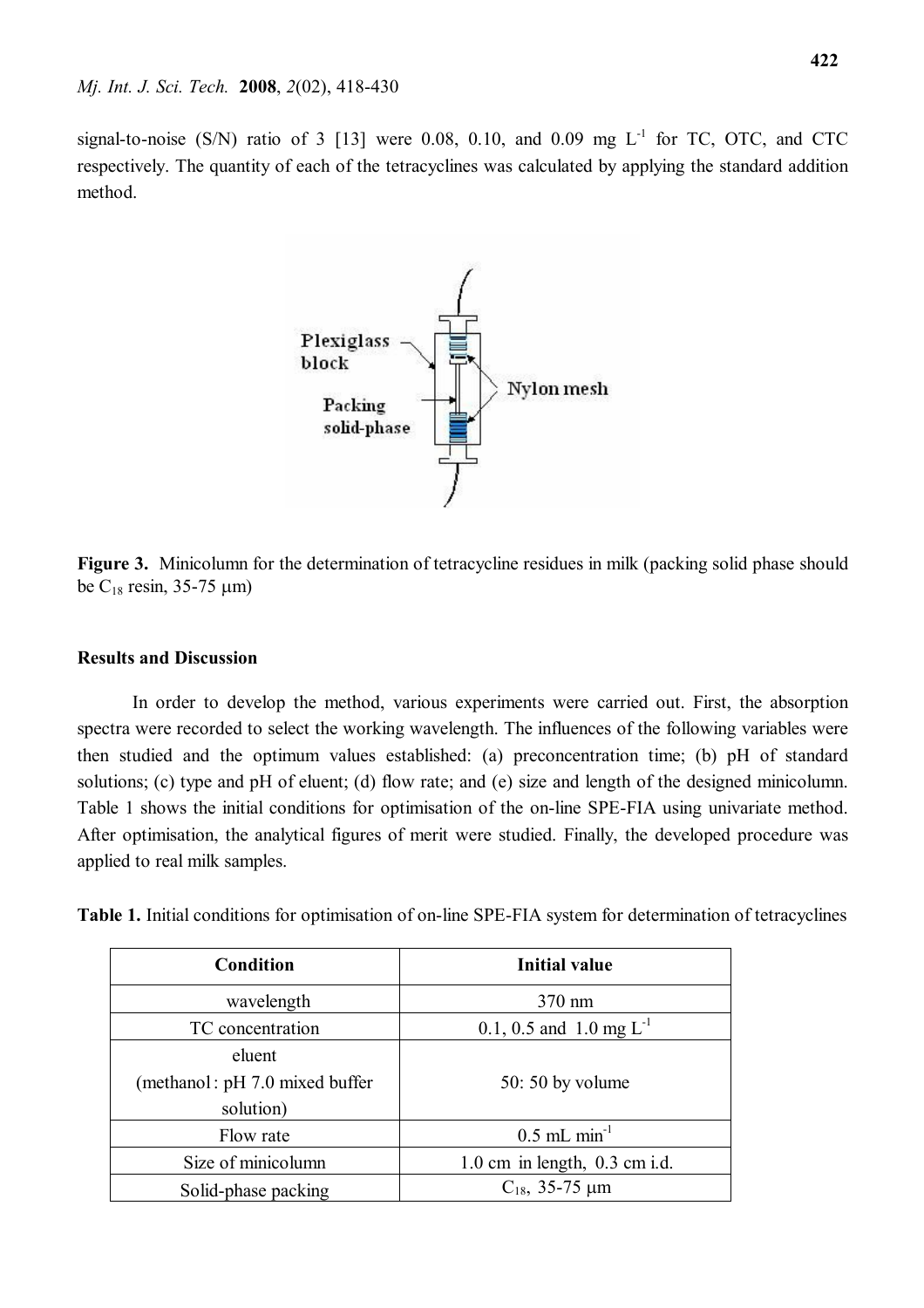signal-to-noise (S/N) ratio of 3 [13] were 0.08, 0.10, and 0.09 mg $L^{-1}$ for TC, OTC, and CTC respectively. The quantity of each of the tetracyclines was calculated by applying the standard addition method.

**Figure 3.** Minicolumn for the determination of tetracycline residues in milk (packing solid phase should be $C_{18}$ resin, 35-75 μm)

## Results and Discussion

In order to develop the method, various experiments were carried out. First, the absorption spectra were recorded to select the working wavelength. The influences of the following variables were then studied and the optimum values established: (a) preconcentration time; (b) pH of standard solutions; (c) type and pH of eluent; (d) flow rate; and (e) size and length of the designed minicolumn. Table 1 shows the initial conditions for optimisation of the on-line SPE-FIA using univariate method. After optimisation, the analytical figures of merit were studied. Finally, the developed procedure was applied to real milk samples.

**Table 1.** Initial conditions for optimisation of on-line SPE-FIA system for determination of tetracyclines

| Condition | Initial value |
|---|---|
| wavelength | 370 nm |
| TC concentration | 0.1, 0.5 and 1.0 mg $L^{-1}$ |
| eluent (methanol : pH 7.0 mixed buffer solution) | 50: 50 by volume |
| Flow rate | 0.5 mL $min^{-1}$ |
| Size of minicolumn | 1.0 cm in length, 0.3 cm i.d. |
| Solid-phase packing | $C_{18}$, 35-75 μm |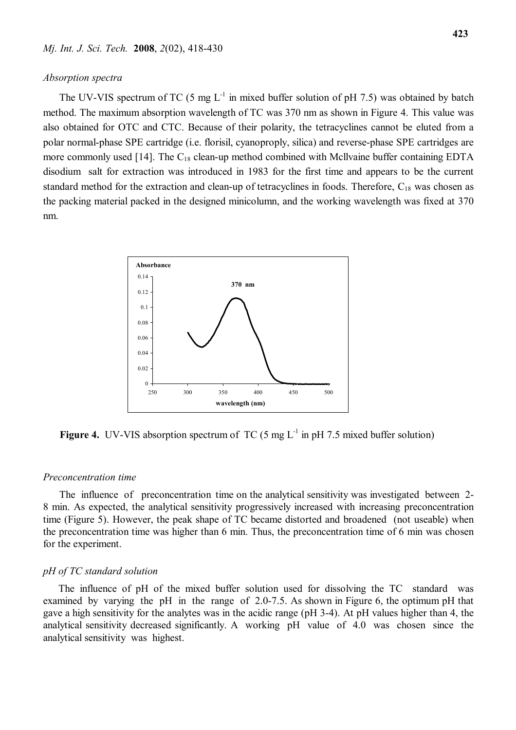*Absorption spectra*

The UV-VIS spectrum of TC (5 mg $L^{-1}$ in mixed buffer solution of pH 7.5) was obtained by batch method. The maximum absorption wavelength of TC was 370 nm as shown in Figure 4. This value was also obtained for OTC and CTC. Because of their polarity, the tetracyclines cannot be eluted from a polar normal-phase SPE cartridge (i.e. florisil, cyanoproply, silica) and reverse-phase SPE cartridges are more commonly used [14]. The $C_{18}$ clean-up method combined with Mcllvaine buffer containing EDTA disodium salt for extraction was introduced in 1983 for the first time and appears to be the current standard method for the extraction and clean-up of tetracyclines in foods. Therefore, $C_{18}$ was chosen as the packing material packed in the designed minicolumn, and the working wavelength was fixed at 370 nm.

**Figure 4.** UV-VIS absorption spectrum of TC (5 mg $L^{-1}$ in pH 7.5 mixed buffer solution)

*Preconcentration time*

The influence of preconcentration time on the analytical sensitivity was investigated between 2-8 min. As expected, the analytical sensitivity progressively increased with increasing preconcentration time (Figure 5). However, the peak shape of TC became distorted and broadened (not useable) when the preconcentration time was higher than 6 min. Thus, the preconcentration time of 6 min was chosen for the experiment.

*pH of TC standard solution*

The influence of pH of the mixed buffer solution used for dissolving the TC standard was examined by varying the pH in the range of 2.0-7.5. As shown in Figure 6, the optimum pH that gave a high sensitivity for the analytes was in the acidic range (pH 3-4). At pH values higher than 4, the analytical sensitivity decreased significantly. A working pH value of 4.0 was chosen since the analytical sensitivity was highest.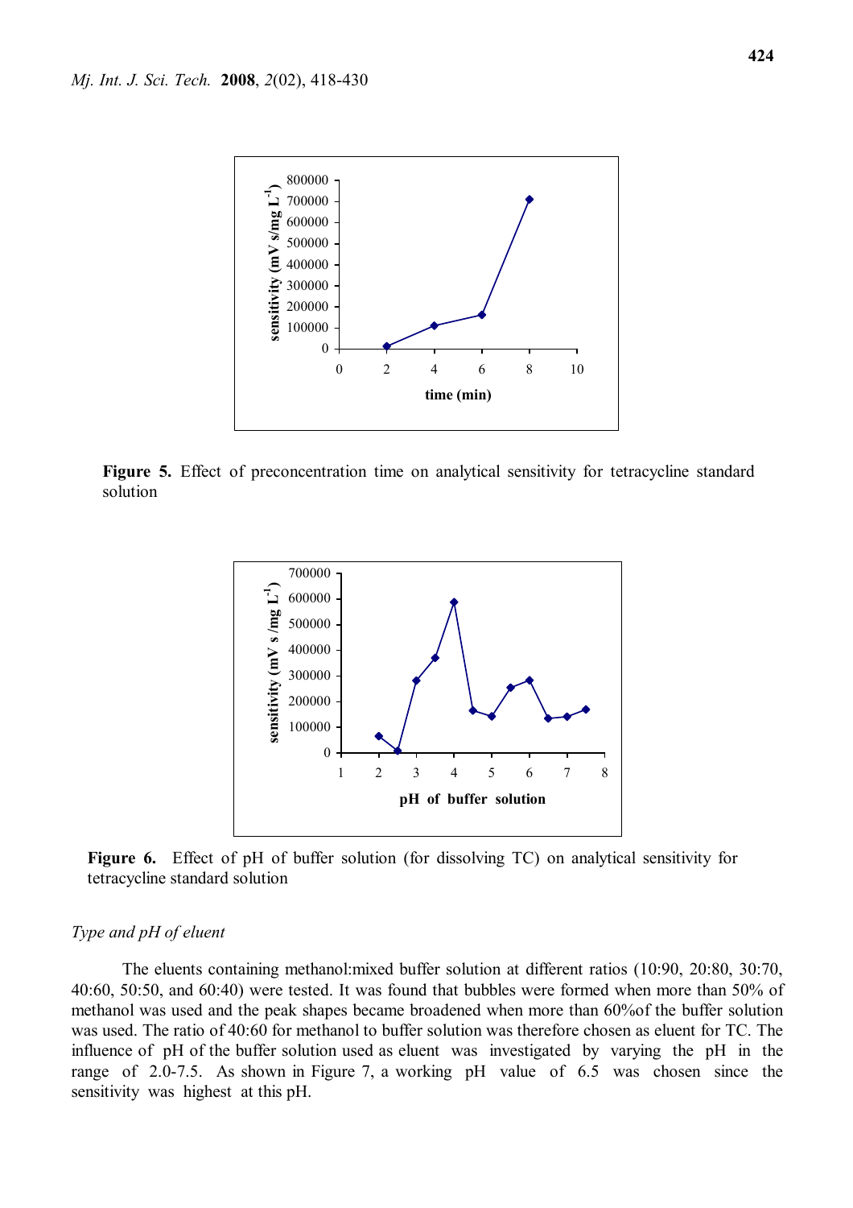Figure 5. Effect of preconcentration time on analytical sensitivity for tetracycline standard solution

Figure 6. Effect of pH of buffer solution (for dissolving TC) on analytical sensitivity for tetracycline standard solution

*Type and pH of eluent*

The eluents containing methanol:mixed buffer solution at different ratios (10:90, 20:80, 30:70, 40:60, 50:50, and 60:40) were tested. It was found that bubbles were formed when more than 50% of methanol was used and the peak shapes became broadened when more than 60%of the buffer solution was used. The ratio of 40:60 for methanol to buffer solution was therefore chosen as eluent for TC. The influence of pH of the buffer solution used as eluent was investigated by varying the pH in the range of 2.0-7.5. As shown in Figure 7, a working pH value of 6.5 was chosen since the sensitivity was highest at this pH.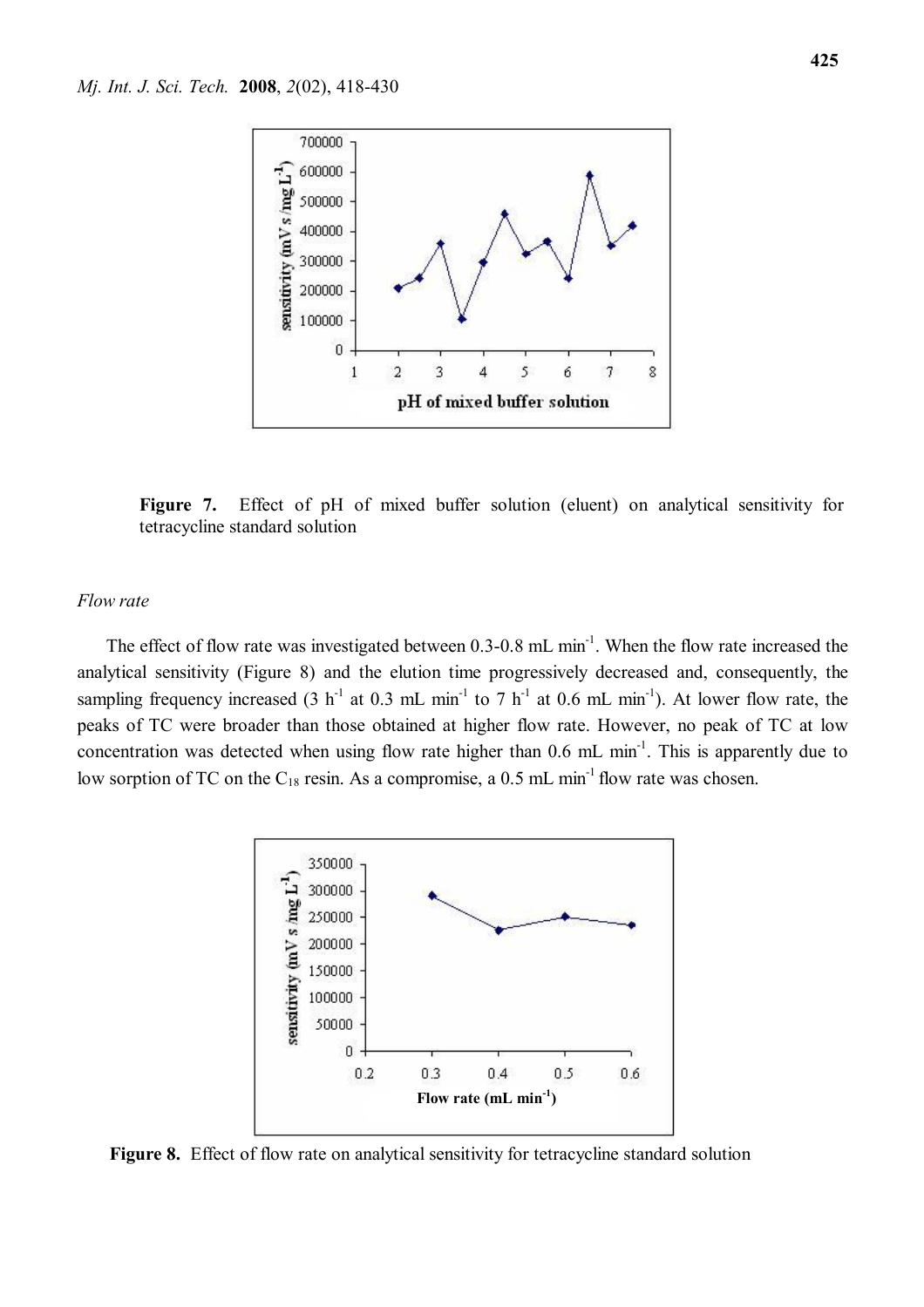Figure 7. Effect of pH of mixed buffer solution (eluent) on analytical sensitivity for tetracycline standard solution

*Flow rate*

The effect of flow rate was investigated between 0.3-0.8 mL min$^{-1}$. When the flow rate increased the analytical sensitivity (Figure 8) and the elution time progressively decreased and, consequently, the sampling frequency increased (3 h$^{-1}$ at 0.3 mL min$^{-1}$ to 7 h$^{-1}$ at 0.6 mL min$^{-1}$). At lower flow rate, the peaks of TC were broader than those obtained at higher flow rate. However, no peak of TC at low concentration was detected when using flow rate higher than 0.6 mL min$^{-1}$. This is apparently due to low sorption of TC on the $C_{18}$ resin. As a compromise, a 0.5 mL min$^{-1}$ flow rate was chosen.

**Figure 8.** Effect of flow rate on analytical sensitivity for tetracycline standard solution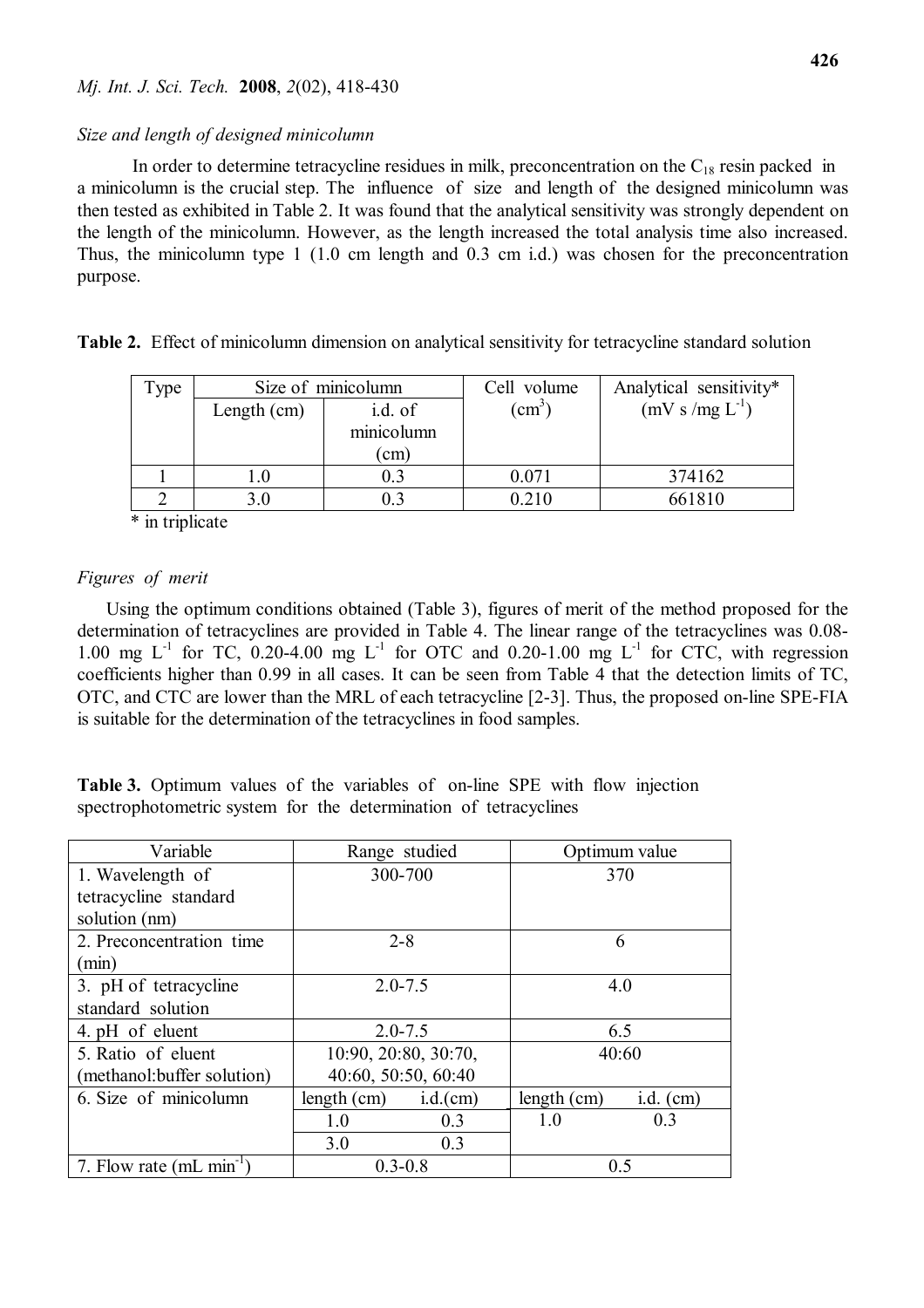*Size and length of designed minicolumn*

In order to determine tetracycline residues in milk, preconcentration on the $C_{18}$ resin packed in a minicolumn is the crucial step. The influence of size and length of the designed minicolumn was then tested as exhibited in Table 2. It was found that the analytical sensitivity was strongly dependent on the length of the minicolumn. However, as the length increased the total analysis time also increased. Thus, the minicolumn type 1 (1.0 cm length and 0.3 cm i.d.) was chosen for the preconcentration purpose.

**Table 2.** Effect of minicolumn dimension on analytical sensitivity for tetracycline standard solution

| Type | Size of minicolumn | | Cell volume ($cm^3$) | Analytical sensitivity* (mV s /mg $L^{-1}$) |
|---|---|---|---|---|
| | Length (cm) | i.d. of minicolumn (cm) | | |
| 1 | 1.0 | 0.3 | 0.071 | 374162 |
| 2 | 3.0 | 0.3 | 0.210 | 661810 |

\* in triplicate

*Figures of merit*

Using the optimum conditions obtained (Table 3), figures of merit of the method proposed for the determination of tetracyclines are provided in Table 4. The linear range of the tetracyclines was 0.08-1.00 mg $L^{-1}$ for TC, 0.20-4.00 mg $L^{-1}$ for OTC and 0.20-1.00 mg $L^{-1}$ for CTC, with regression coefficients higher than 0.99 in all cases. It can be seen from Table 4 that the detection limits of TC, OTC, and CTC are lower than the MRL of each tetracycline [2-3]. Thus, the proposed on-line SPE-FIA is suitable for the determination of the tetracyclines in food samples.

**Table 3.** Optimum values of the variables of on-line SPE with flow injection spectrophotometric system for the determination of tetracyclines

| Variable | Range studied | | Optimum value | |
|---|---|---|---|---|
| 1. Wavelength of tetracycline standard solution (nm) | 300-700 | | 370 | |
| 2. Preconcentration time (min) | 2-8 | | 6 | |
| 3. pH of tetracycline standard solution | 2.0-7.5 | | 4.0 | |
| 4. pH of eluent | 2.0-7.5 | | 6.5 | |
| 5. Ratio of eluent (methanol:buffer solution) | 10:90, 20:80, 30:70, 40:60, 50:50, 60:40 | | 40:60 | |
| 6. Size of minicolumn | length (cm) | i.d.(cm) | length (cm) | i.d. (cm) |
| | 1.0 | 0.3 | 1.0 | 0.3 |
| | 3.0 | 0.3 | | |
| 7. Flow rate (mL $min^{-1}$) | 0.3-0.8 | | 0.5 | |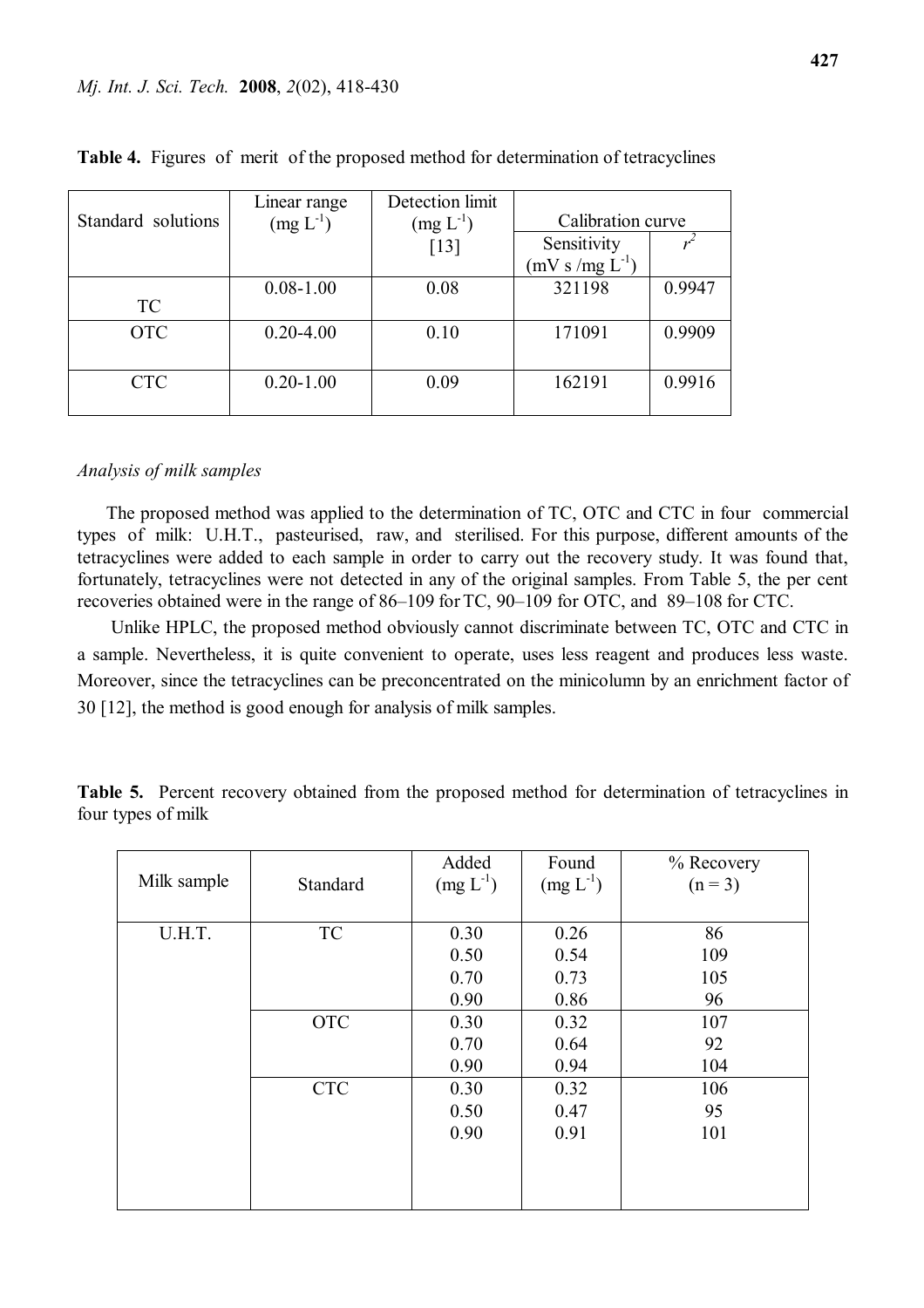**Table 4.** Figures of merit of the proposed method for determination of tetracyclines

| Standard solutions | Linear range (mg L$^{-1}$) | Detection limit (mg L$^{-1}$) [13] | Calibration curve | |
|---|---|---|---|---|
| | | | Sensitivity (mV s /mg L$^{-1}$) | $r^2$ |
| TC | 0.08-1.00 | 0.08 | 321198 | 0.9947 |
| OTC | 0.20-4.00 | 0.10 | 171091 | 0.9909 |
| CTC | 0.20-1.00 | 0.09 | 162191 | 0.9916 |

*Analysis of milk samples*

The proposed method was applied to the determination of TC, OTC and CTC in four commercial types of milk: U.H.T., pasteurised, raw, and sterilised. For this purpose, different amounts of the tetracyclines were added to each sample in order to carry out the recovery study. It was found that, fortunately, tetracyclines were not detected in any of the original samples. From Table 5, the per cent recoveries obtained were in the range of 86–109 for TC, 90–109 for OTC, and 89–108 for CTC.

Unlike HPLC, the proposed method obviously cannot discriminate between TC, OTC and CTC in a sample. Nevertheless, it is quite convenient to operate, uses less reagent and produces less waste. Moreover, since the tetracyclines can be preconcentrated on the minicolumn by an enrichment factor of 30 [12], the method is good enough for analysis of milk samples.

**Table 5.** Percent recovery obtained from the proposed method for determination of tetracyclines in four types of milk

| Milk sample | Standard | Added (mg L$^{-1}$) | Found (mg L$^{-1}$) | % Recovery (n = 3) |
|---|---|---|---|---|
| U.H.T. | TC | 0.30 | 0.26 | 86 |
| | | 0.50 | 0.54 | 109 |
| | | 0.70 | 0.73 | 105 |
| | | 0.90 | 0.86 | 96 |
| | OTC | 0.30 | 0.32 | 107 |
| | | 0.70 | 0.64 | 92 |
| | | 0.90 | 0.94 | 104 |
| | CTC | 0.30 | 0.32 | 106 |
| | | 0.50 | 0.47 | 95 |
| | | 0.90 | 0.91 | 101 |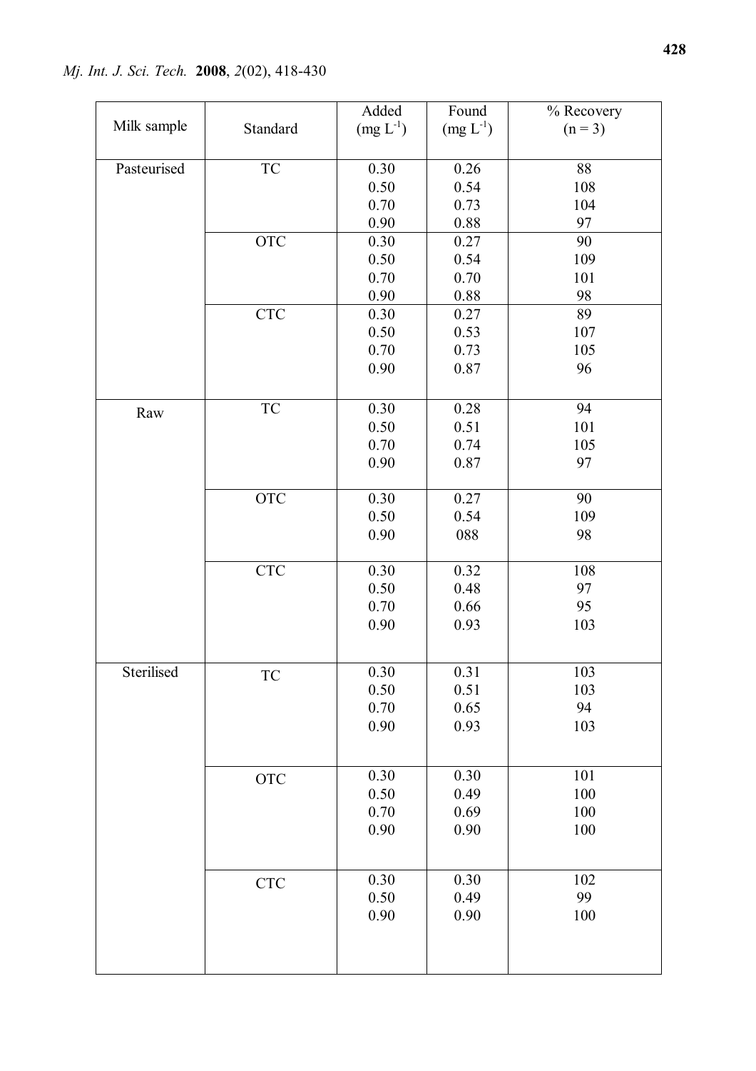| Milk sample | Standard | Added (mg $L^{-1}$) | Found (mg $L^{-1}$) | % Recovery (n = 3) |
|---|---|---|---|---|
| Pasteurised | TC | 0.30 | 0.26 | 88 |
| | | 0.50 | 0.54 | 108 |
| | | 0.70 | 0.73 | 104 |
| | | 0.90 | 0.88 | 97 |
| | OTC | 0.30 | 0.27 | 90 |
| | | 0.50 | 0.54 | 109 |
| | | 0.70 | 0.70 | 101 |
| | | 0.90 | 0.88 | 98 |
| | CTC | 0.30 | 0.27 | 89 |
| | | 0.50 | 0.53 | 107 |
| | | 0.70 | 0.73 | 105 |
| | | 0.90 | 0.87 | 96 |
| Raw | TC | 0.30 | 0.28 | 94 |
| | | 0.50 | 0.51 | 101 |
| | | 0.70 | 0.74 | 105 |
| | | 0.90 | 0.87 | 97 |
| | OTC | 0.30 | 0.27 | 90 |
| | | 0.50 | 0.54 | 109 |
| | | 0.90 | 088 | 98 |
| | CTC | 0.30 | 0.32 | 108 |
| | | 0.50 | 0.48 | 97 |
| | | 0.70 | 0.66 | 95 |
| | | 0.90 | 0.93 | 103 |
| Sterilised | TC | 0.30 | 0.31 | 103 |
| | | 0.50 | 0.51 | 103 |
| | | 0.70 | 0.65 | 94 |
| | | 0.90 | 0.93 | 103 |
| | OTC | 0.30 | 0.30 | 101 |
| | | 0.50 | 0.49 | 100 |
| | | 0.70 | 0.69 | 100 |
| | | 0.90 | 0.90 | 100 |
| | CTC | 0.30 | 0.30 | 102 |
| | | 0.50 | 0.49 | 99 |
| | | 0.90 | 0.90 | 100 |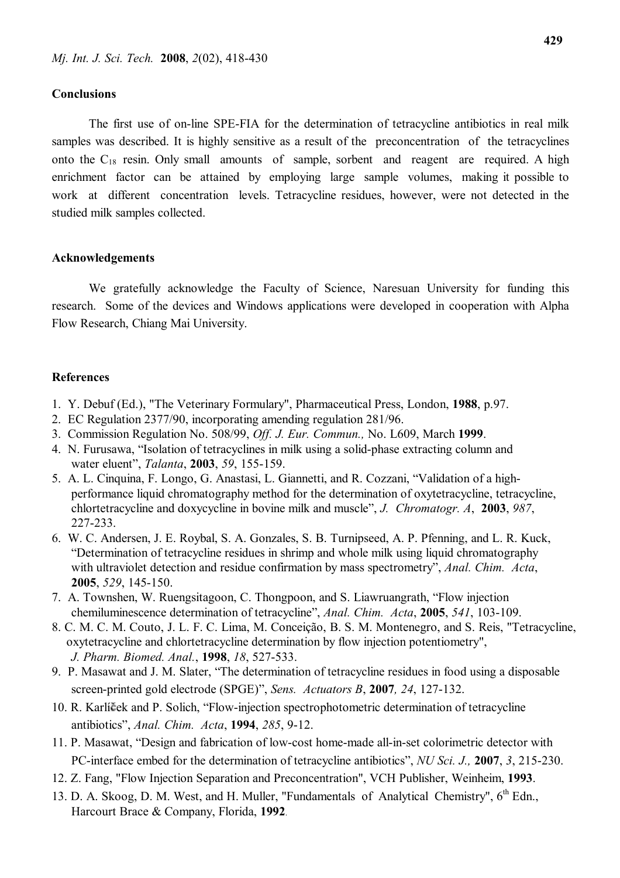## Conclusions

The first use of on-line SPE-FIA for the determination of tetracycline antibiotics in real milk samples was described. It is highly sensitive as a result of the preconcentration of the tetracyclines onto the $C_{18}$ resin. Only small amounts of sample, sorbent and reagent are required. A high enrichment factor can be attained by employing large sample volumes, making it possible to work at different concentration levels. Tetracycline residues, however, were not detected in the studied milk samples collected.

## Acknowledgements

We gratefully acknowledge the Faculty of Science, Naresuan University for funding this research. Some of the devices and Windows applications were developed in cooperation with Alpha Flow Research, Chiang Mai University.

## References

1. Y. Debuf (Ed.), "The Veterinary Formulary", Pharmaceutical Press, London, **1988**, p.97.
2. EC Regulation 2377/90, incorporating amending regulation 281/96.
3. Commission Regulation No. 508/99, *Off. J. Eur. Commun.,* No. L609, March **1999**.
4. N. Furusawa, "Isolation of tetracyclines in milk using a solid-phase extracting column and water eluent", *Talanta*, **2003**, *59*, 155-159.
5. A. L. Cinquina, F. Longo, G. Anastasi, L. Giannetti, and R. Cozzani, "Validation of a high-performance liquid chromatography method for the determination of oxytetracycline, tetracycline, chlortetracycline and doxycycline in bovine milk and muscle", *J. Chromatogr. A*, **2003**, *987*, 227-233.
6. W. C. Andersen, J. E. Roybal, S. A. Gonzales, S. B. Turnipseed, A. P. Pfenning, and L. R. Kuck, "Determination of tetracycline residues in shrimp and whole milk using liquid chromatography with ultraviolet detection and residue confirmation by mass spectrometry", *Anal. Chim. Acta*, **2005**, *529*, 145-150.
7. A. Townshen, W. Ruengsitagoon, C. Thongpoon, and S. Liawruangrath, "Flow injection chemiluminescence determination of tetracycline", *Anal. Chim. Acta*, **2005**, *541*, 103-109.
8. C. M. C. M. Couto, J. L. F. C. Lima, M. Conceição, B. S. M. Montenegro, and S. Reis, "Tetracycline, oxytetracycline and chlortetracycline determination by flow injection potentiometry", *J. Pharm. Biomed. Anal.*, **1998**, *18*, 527-533.
9. P. Masawat and J. M. Slater, "The determination of tetracycline residues in food using a disposable screen-printed gold electrode (SPGE)", *Sens. Actuators B*, **2007**, *24*, 127-132.
10. R. Karlíček and P. Solich, "Flow-injection spectrophotometric determination of tetracycline antibiotics", *Anal. Chim. Acta*, **1994**, *285*, 9-12.
11. P. Masawat, "Design and fabrication of low-cost home-made all-in-set colorimetric detector with PC-interface embed for the determination of tetracycline antibiotics", *NU Sci. J.,* **2007**, *3*, 215-230.
12. Z. Fang, "Flow Injection Separation and Preconcentration", VCH Publisher, Weinheim, **1993**.
13. D. A. Skoog, D. M. West, and H. Muller, "Fundamentals of Analytical Chemistry", 6th Edn., Harcourt Brace & Company, Florida, **1992**.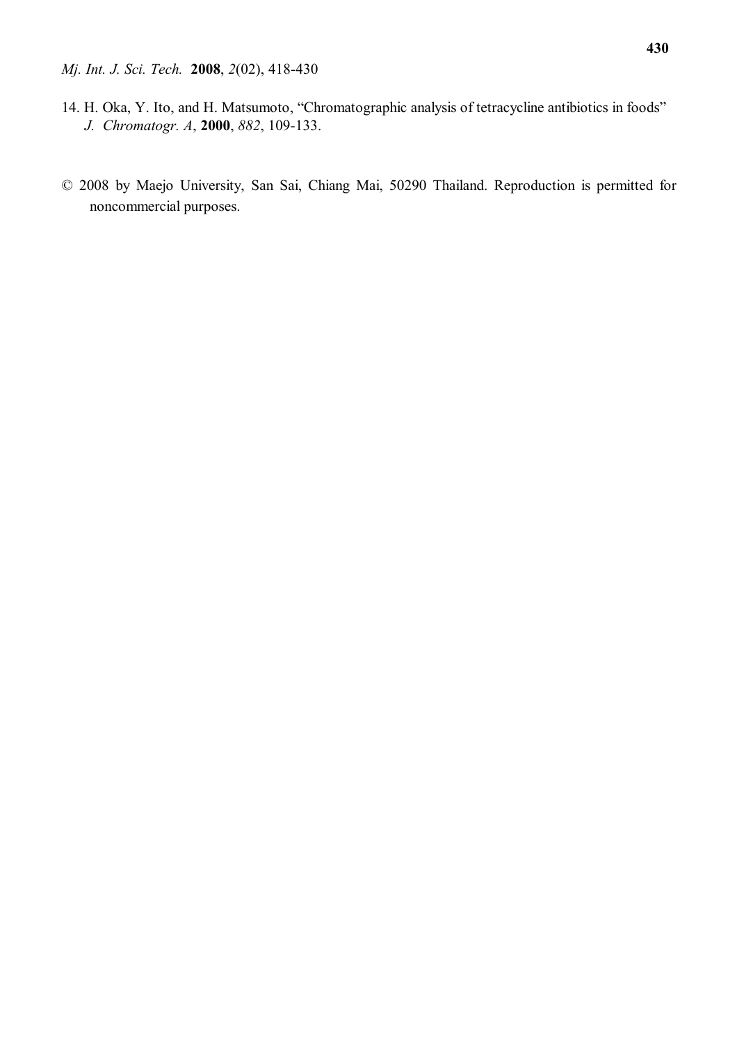14. H. Oka, Y. Ito, and H. Matsumoto, "Chromatographic analysis of tetracycline antibiotics in foods" *J. Chromatogr. A*, **2000**, *882*, 109-133.

© 2008 by Maejo University, San Sai, Chiang Mai, 50290 Thailand. Reproduction is permitted for noncommercial purposes.